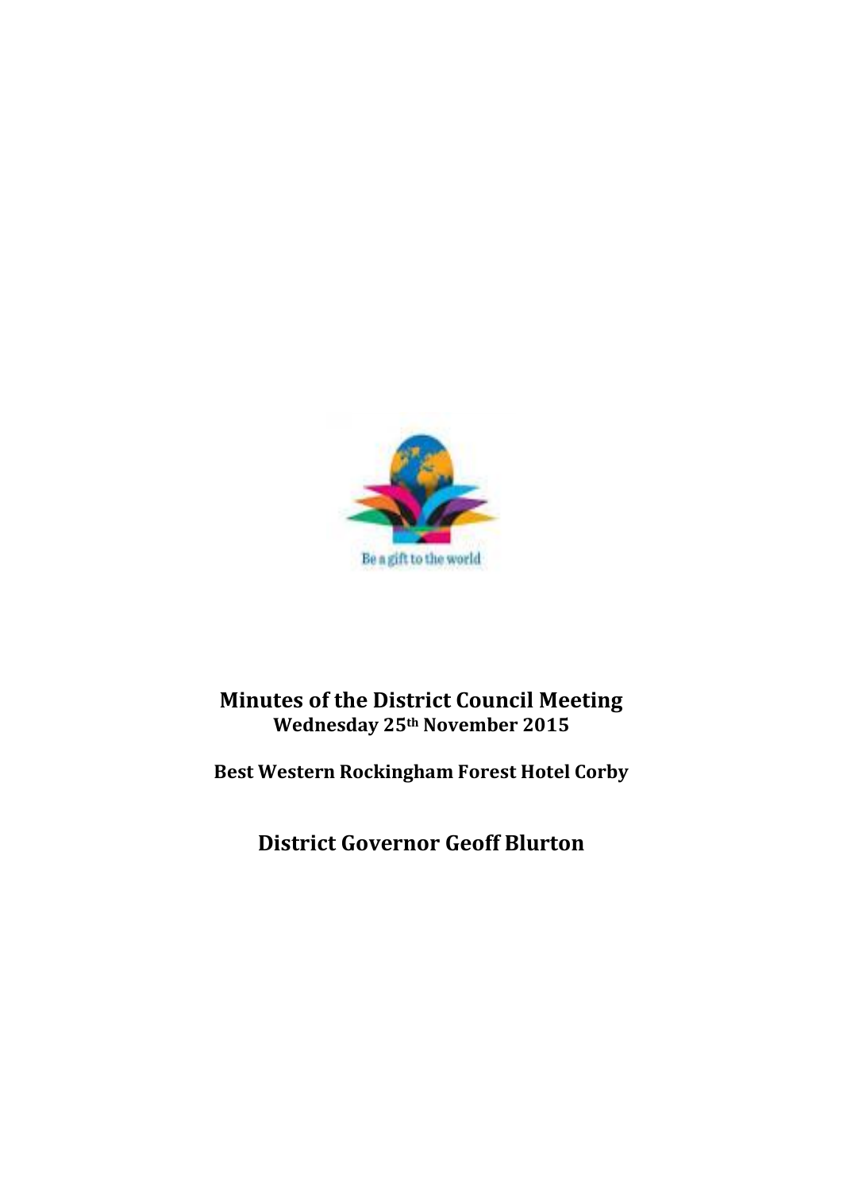Be a gift to the world

# Minutes of the District Council Meeting

**Wednesday 25th November 2015**

**Best Western Rockingham Forest Hotel Corby**

## District Governor Geoff Blurton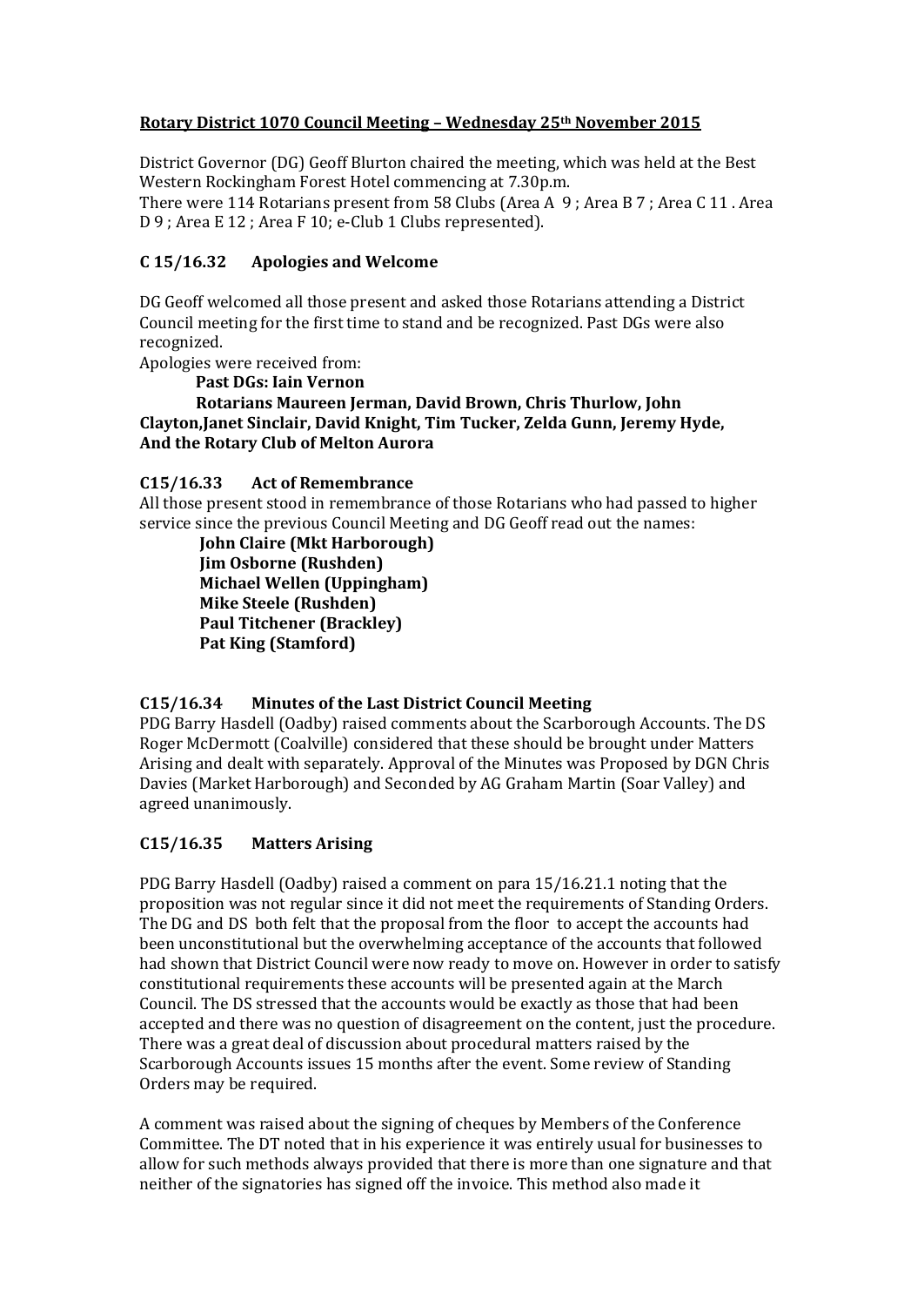**Rotary District 1070 Council Meeting – Wednesday 25th November 2015**

District Governor (DG) Geoff Blurton chaired the meeting, which was held at the Best Western Rockingham Forest Hotel commencing at 7.30p.m.
There were 114 Rotarians present from 58 Clubs (Area A 9 ; Area B 7 ; Area C 11 . Area D 9 ; Area E 12 ; Area F 10; e-Club 1 Clubs represented).

## C 15/16.32 Apologies and Welcome

DG Geoff welcomed all those present and asked those Rotarians attending a District Council meeting for the first time to stand and be recognized. Past DGs were also recognized.
Apologies were received from:

**Past DGs: Iain Vernon**

**Rotarians Maureen Jerman, David Brown, Chris Thurlow, John Clayton,Janet Sinclair, David Knight, Tim Tucker, Zelda Gunn, Jeremy Hyde, And the Rotary Club of Melton Aurora**

## C15/16.33 Act of Remembrance

All those present stood in remembrance of those Rotarians who had passed to higher service since the previous Council Meeting and DG Geoff read out the names:

**John Claire (Mkt Harborough)**
**Jim Osborne (Rushden)**
**Michael Wellen (Uppingham)**
**Mike Steele (Rushden)**
**Paul Titchener (Brackley)**
**Pat King (Stamford)**

## C15/16.34 Minutes of the Last District Council Meeting

PDG Barry Hasdell (Oadby) raised comments about the Scarborough Accounts. The DS Roger McDermott (Coalville) considered that these should be brought under Matters Arising and dealt with separately. Approval of the Minutes was Proposed by DGN Chris Davies (Market Harborough) and Seconded by AG Graham Martin (Soar Valley) and agreed unanimously.

## C15/16.35 Matters Arising

PDG Barry Hasdell (Oadby) raised a comment on para 15/16.21.1 noting that the proposition was not regular since it did not meet the requirements of Standing Orders. The DG and DS both felt that the proposal from the floor to accept the accounts had been unconstitutional but the overwhelming acceptance of the accounts that followed had shown that District Council were now ready to move on. However in order to satisfy constitutional requirements these accounts will be presented again at the March Council. The DS stressed that the accounts would be exactly as those that had been accepted and there was no question of disagreement on the content, just the procedure. There was a great deal of discussion about procedural matters raised by the Scarborough Accounts issues 15 months after the event. Some review of Standing Orders may be required.

A comment was raised about the signing of cheques by Members of the Conference Committee. The DT noted that in his experience it was entirely usual for businesses to allow for such methods always provided that there is more than one signature and that neither of the signatories has signed off the invoice. This method also made it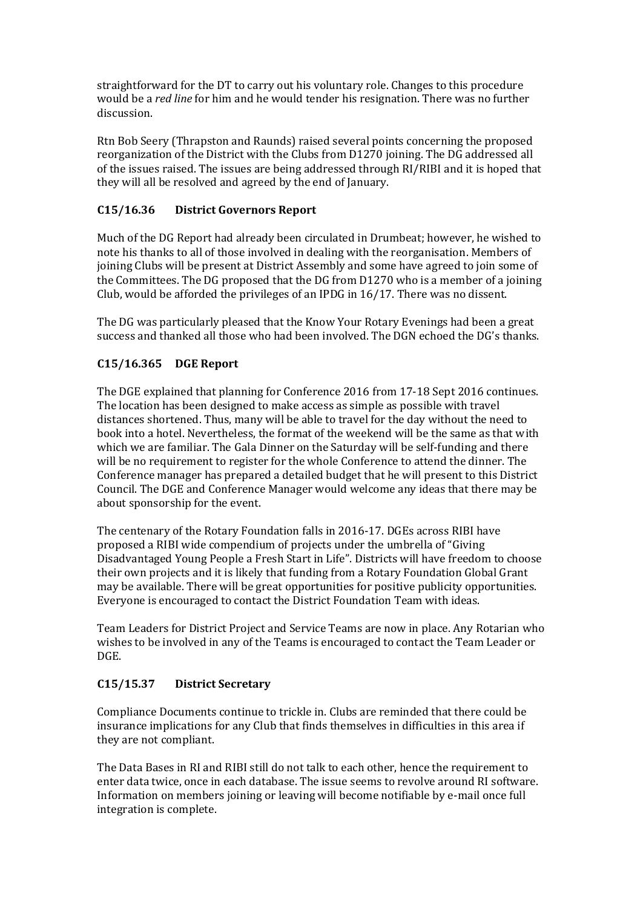straightforward for the DT to carry out his voluntary role. Changes to this procedure would be a *red line* for him and he would tender his resignation. There was no further discussion.

Rtn Bob Seery (Thrapston and Raunds) raised several points concerning the proposed reorganization of the District with the Clubs from D1270 joining. The DG addressed all of the issues raised. The issues are being addressed through RI/RIBI and it is hoped that they will all be resolved and agreed by the end of January.

### C15/16.36 District Governors Report

Much of the DG Report had already been circulated in Drumbeat; however, he wished to note his thanks to all of those involved in dealing with the reorganisation. Members of joining Clubs will be present at District Assembly and some have agreed to join some of the Committees. The DG proposed that the DG from D1270 who is a member of a joining Club, would be afforded the privileges of an IPDG in 16/17. There was no dissent.

The DG was particularly pleased that the Know Your Rotary Evenings had been a great success and thanked all those who had been involved. The DGN echoed the DG's thanks.

### C15/16.365 DGE Report

The DGE explained that planning for Conference 2016 from 17-18 Sept 2016 continues. The location has been designed to make access as simple as possible with travel distances shortened. Thus, many will be able to travel for the day without the need to book into a hotel. Nevertheless, the format of the weekend will be the same as that with which we are familiar. The Gala Dinner on the Saturday will be self-funding and there will be no requirement to register for the whole Conference to attend the dinner. The Conference manager has prepared a detailed budget that he will present to this District Council. The DGE and Conference Manager would welcome any ideas that there may be about sponsorship for the event.

The centenary of the Rotary Foundation falls in 2016-17. DGEs across RIBI have proposed a RIBI wide compendium of projects under the umbrella of "Giving Disadvantaged Young People a Fresh Start in Life". Districts will have freedom to choose their own projects and it is likely that funding from a Rotary Foundation Global Grant may be available. There will be great opportunities for positive publicity opportunities. Everyone is encouraged to contact the District Foundation Team with ideas.

Team Leaders for District Project and Service Teams are now in place. Any Rotarian who wishes to be involved in any of the Teams is encouraged to contact the Team Leader or DGE.

### C15/15.37 District Secretary

Compliance Documents continue to trickle in. Clubs are reminded that there could be insurance implications for any Club that finds themselves in difficulties in this area if they are not compliant.

The Data Bases in RI and RIBI still do not talk to each other, hence the requirement to enter data twice, once in each database. The issue seems to revolve around RI software. Information on members joining or leaving will become notifiable by e-mail once full integration is complete.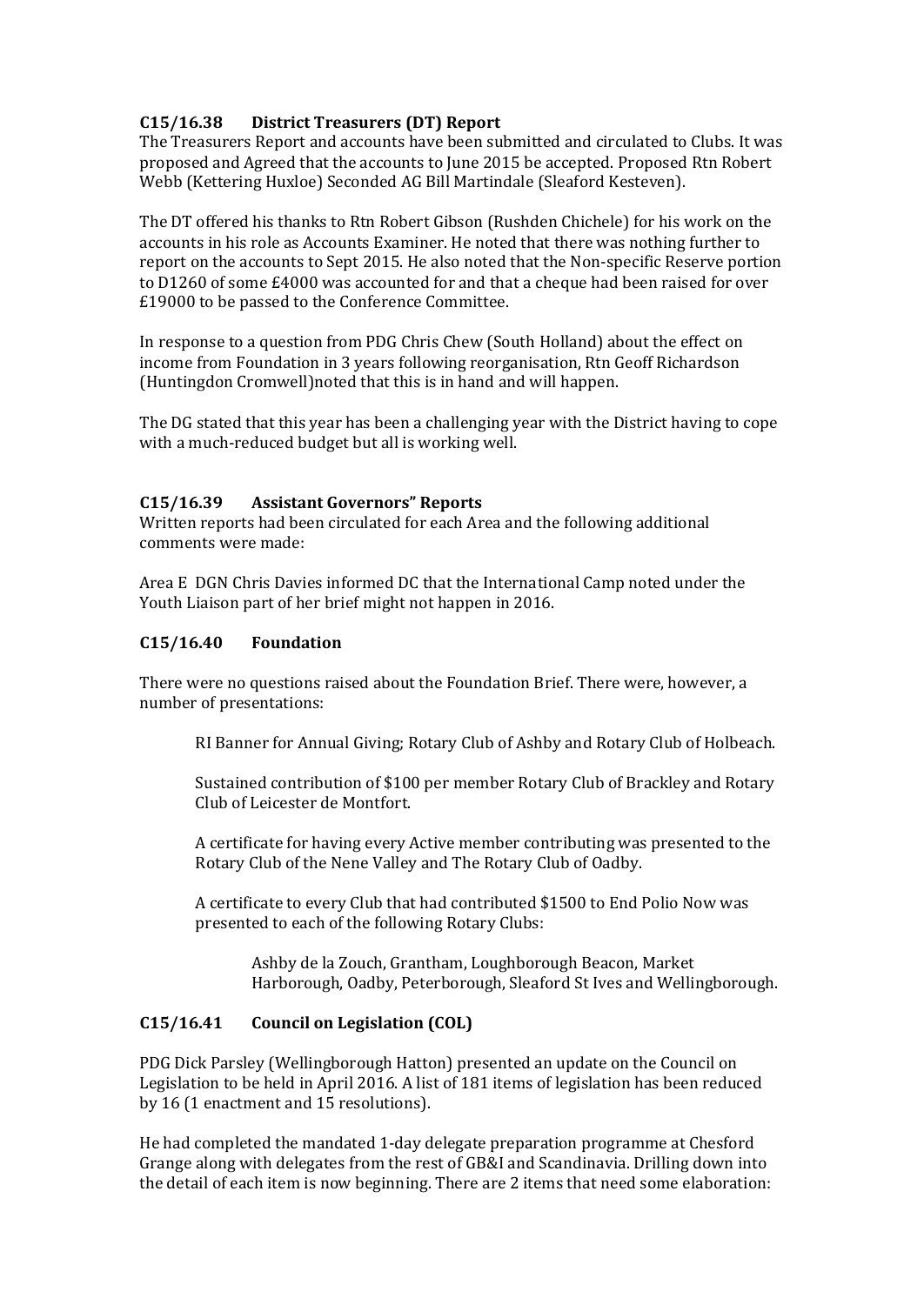### C15/16.38 District Treasurers (DT) Report

The Treasurers Report and accounts have been submitted and circulated to Clubs. It was proposed and Agreed that the accounts to June 2015 be accepted. Proposed Rtn Robert Webb (Kettering Huxloe) Seconded AG Bill Martindale (Sleaford Kesteven).

The DT offered his thanks to Rtn Robert Gibson (Rushden Chichele) for his work on the accounts in his role as Accounts Examiner. He noted that there was nothing further to report on the accounts to Sept 2015. He also noted that the Non-specific Reserve portion to D1260 of some £4000 was accounted for and that a cheque had been raised for over £19000 to be passed to the Conference Committee.

In response to a question from PDG Chris Chew (South Holland) about the effect on income from Foundation in 3 years following reorganisation, Rtn Geoff Richardson (Huntingdon Cromwell)noted that this is in hand and will happen.

The DG stated that this year has been a challenging year with the District having to cope with a much-reduced budget but all is working well.

### C15/16.39 Assistant Governors" Reports

Written reports had been circulated for each Area and the following additional comments were made:

Area E DGN Chris Davies informed DC that the International Camp noted under the Youth Liaison part of her brief might not happen in 2016.

### C15/16.40 Foundation

There were no questions raised about the Foundation Brief. There were, however, a number of presentations:

RI Banner for Annual Giving; Rotary Club of Ashby and Rotary Club of Holbeach.

Sustained contribution of $100 per member Rotary Club of Brackley and Rotary Club of Leicester de Montfort.

A certificate for having every Active member contributing was presented to the Rotary Club of the Nene Valley and The Rotary Club of Oadby.

A certificate to every Club that had contributed $1500 to End Polio Now was presented to each of the following Rotary Clubs:

Ashby de la Zouch, Grantham, Loughborough Beacon, Market Harborough, Oadby, Peterborough, Sleaford St Ives and Wellingborough.

### C15/16.41 Council on Legislation (COL)

PDG Dick Parsley (Wellingborough Hatton) presented an update on the Council on Legislation to be held in April 2016. A list of 181 items of legislation has been reduced by 16 (1 enactment and 15 resolutions).

He had completed the mandated 1-day delegate preparation programme at Chesford Grange along with delegates from the rest of GB&I and Scandinavia. Drilling down into the detail of each item is now beginning. There are 2 items that need some elaboration: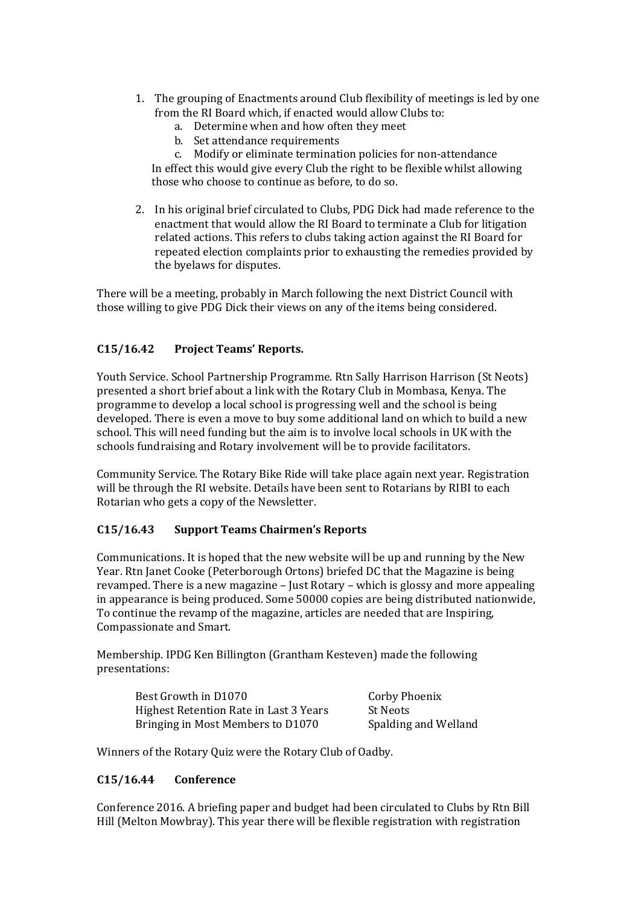1. The grouping of Enactments around Club flexibility of meetings is led by one from the RI Board which, if enacted would allow Clubs to:
    a. Determine when and how often they meet
    b. Set attendance requirements
    c. Modify or eliminate termination policies for non-attendance

   In effect this would give every Club the right to be flexible whilst allowing those who choose to continue as before, to do so.

2. In his original brief circulated to Clubs, PDG Dick had made reference to the enactment that would allow the RI Board to terminate a Club for litigation related actions. This refers to clubs taking action against the RI Board for repeated election complaints prior to exhausting the remedies provided by the byelaws for disputes.

There will be a meeting, probably in March following the next District Council with those willing to give PDG Dick their views on any of the items being considered.

### C15/16.42 Project Teams' Reports.

Youth Service. School Partnership Programme. Rtn Sally Harrison Harrison (St Neots) presented a short brief about a link with the Rotary Club in Mombasa, Kenya. The programme to develop a local school is progressing well and the school is being developed. There is even a move to buy some additional land on which to build a new school. This will need funding but the aim is to involve local schools in UK with the schools fundraising and Rotary involvement will be to provide facilitators.

Community Service. The Rotary Bike Ride will take place again next year. Registration will be through the RI website. Details have been sent to Rotarians by RIBI to each Rotarian who gets a copy of the Newsletter.

### C15/16.43 Support Teams Chairmen's Reports

Communications. It is hoped that the new website will be up and running by the New Year. Rtn Janet Cooke (Peterborough Ortons) briefed DC that the Magazine is being revamped. There is a new magazine – Just Rotary – which is glossy and more appealing in appearance is being produced. Some 50000 copies are being distributed nationwide, To continue the revamp of the magazine, articles are needed that are Inspiring, Compassionate and Smart.

Membership. IPDG Ken Billington (Grantham Kesteven) made the following presentations:

| | |
|---|---|
| Best Growth in D1070 | Corby Phoenix |
| Highest Retention Rate in Last 3 Years | St Neots |
| Bringing in Most Members to D1070 | Spalding and Welland |

Winners of the Rotary Quiz were the Rotary Club of Oadby.

### C15/16.44 Conference

Conference 2016. A briefing paper and budget had been circulated to Clubs by Rtn Bill Hill (Melton Mowbray). This year there will be flexible registration with registration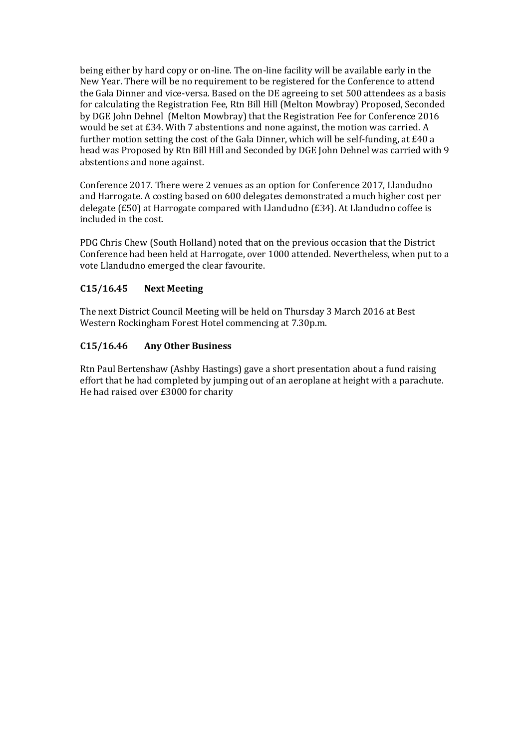being either by hard copy or on-line. The on-line facility will be available early in the New Year. There will be no requirement to be registered for the Conference to attend the Gala Dinner and vice-versa. Based on the DE agreeing to set 500 attendees as a basis for calculating the Registration Fee, Rtn Bill Hill (Melton Mowbray) Proposed, Seconded by DGE John Dehnel (Melton Mowbray) that the Registration Fee for Conference 2016 would be set at £34. With 7 abstentions and none against, the motion was carried. A further motion setting the cost of the Gala Dinner, which will be self-funding, at £40 a head was Proposed by Rtn Bill Hill and Seconded by DGE John Dehnel was carried with 9 abstentions and none against.

Conference 2017. There were 2 venues as an option for Conference 2017, Llandudno and Harrogate. A costing based on 600 delegates demonstrated a much higher cost per delegate (£50) at Harrogate compared with Llandudno (£34). At Llandudno coffee is included in the cost.

PDG Chris Chew (South Holland) noted that on the previous occasion that the District Conference had been held at Harrogate, over 1000 attended. Nevertheless, when put to a vote Llandudno emerged the clear favourite.

### C15/16.45 Next Meeting

The next District Council Meeting will be held on Thursday 3 March 2016 at Best Western Rockingham Forest Hotel commencing at 7.30p.m.

### C15/16.46 Any Other Business

Rtn Paul Bertenshaw (Ashby Hastings) gave a short presentation about a fund raising effort that he had completed by jumping out of an aeroplane at height with a parachute. He had raised over £3000 for charity